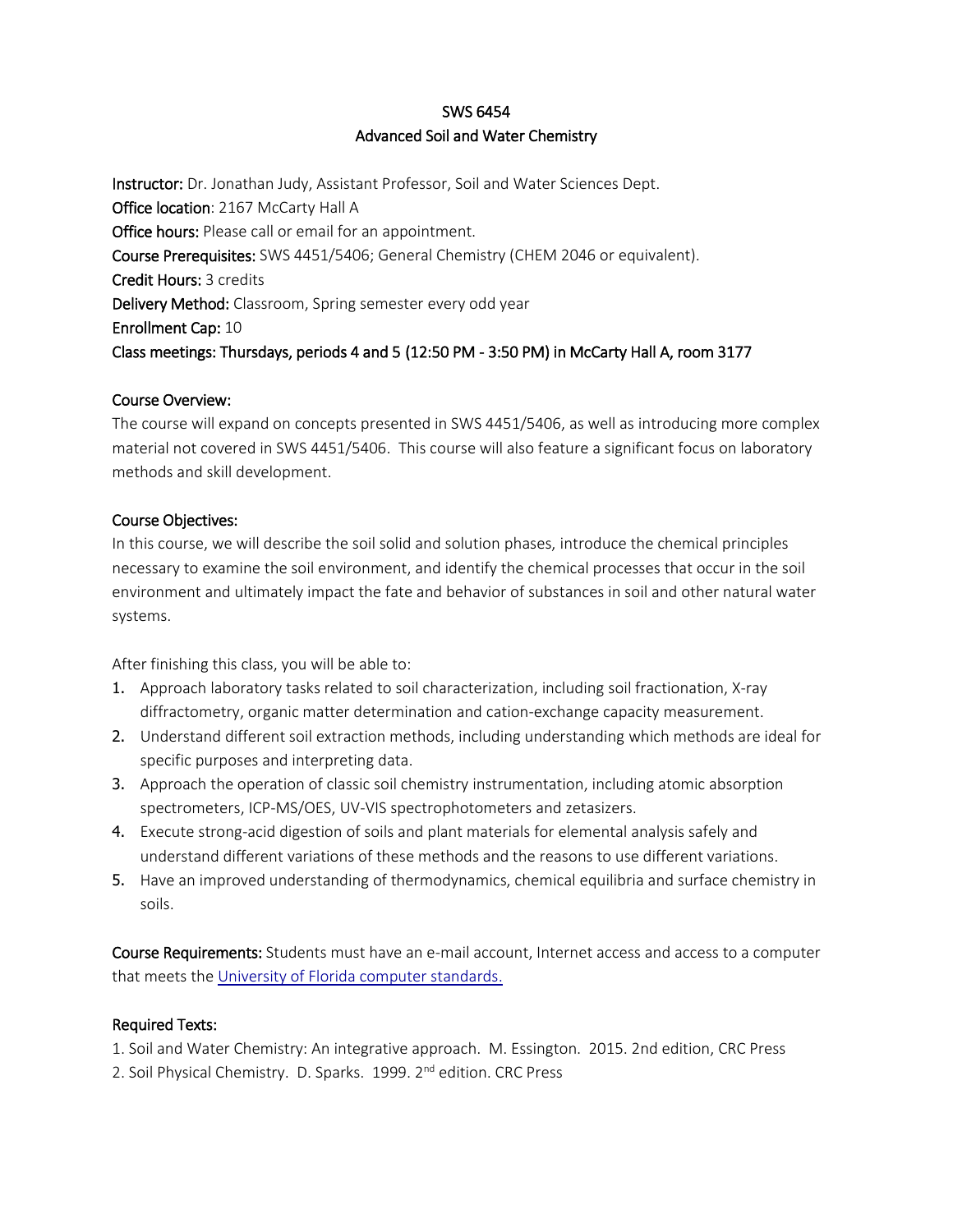# SWS 6454
## Advanced Soil and Water Chemistry

**Instructor:** Dr. Jonathan Judy, Assistant Professor, Soil and Water Sciences Dept.
**Office location**: 2167 McCarty Hall A
**Office hours:** Please call or email for an appointment.
**Course Prerequisites:** SWS 4451/5406; General Chemistry (CHEM 2046 or equivalent).
**Credit Hours:** 3 credits
**Delivery Method:** Classroom, Spring semester every odd year
**Enrollment Cap:** 10
**Class meetings: Thursdays, periods 4 and 5 (12:50 PM - 3:50 PM) in McCarty Hall A, room 3177**

### Course Overview:

The course will expand on concepts presented in SWS 4451/5406, as well as introducing more complex material not covered in SWS 4451/5406. This course will also feature a significant focus on laboratory methods and skill development.

### Course Objectives:

In this course, we will describe the soil solid and solution phases, introduce the chemical principles necessary to examine the soil environment, and identify the chemical processes that occur in the soil environment and ultimately impact the fate and behavior of substances in soil and other natural water systems.

After finishing this class, you will be able to:

1. Approach laboratory tasks related to soil characterization, including soil fractionation, X-ray diffractometry, organic matter determination and cation-exchange capacity measurement.
2. Understand different soil extraction methods, including understanding which methods are ideal for specific purposes and interpreting data.
3. Approach the operation of classic soil chemistry instrumentation, including atomic absorption spectrometers, ICP-MS/OES, UV-VIS spectrophotometers and zetasizers.
4. Execute strong-acid digestion of soils and plant materials for elemental analysis safely and understand different variations of these methods and the reasons to use different variations.
5. Have an improved understanding of thermodynamics, chemical equilibria and surface chemistry in soils.

**Course Requirements:** Students must have an e-mail account, Internet access and access to a computer that meets the [University of Florida computer standards.]

### Required Texts:

1. Soil and Water Chemistry: An integrative approach. M. Essington. 2015. 2nd edition, CRC Press
2. Soil Physical Chemistry. D. Sparks. 1999. 2nd edition. CRC Press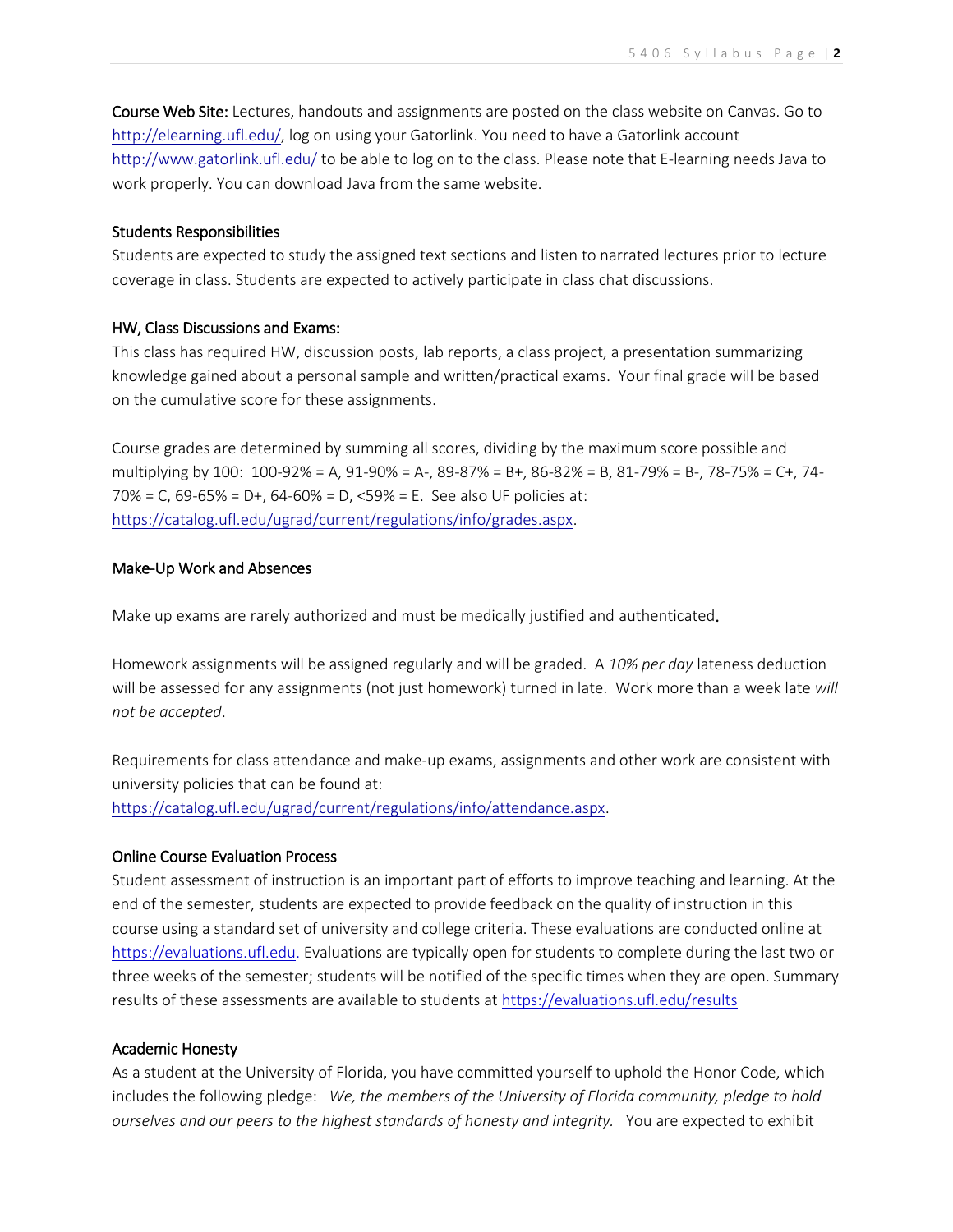**Course Web Site:** Lectures, handouts and assignments are posted on the class website on Canvas. Go to http://elearning.ufl.edu/, log on using your Gatorlink. You need to have a Gatorlink account http://www.gatorlink.ufl.edu/ to be able to log on to the class. Please note that E-learning needs Java to work properly. You can download Java from the same website.

### Students Responsibilities

Students are expected to study the assigned text sections and listen to narrated lectures prior to lecture coverage in class. Students are expected to actively participate in class chat discussions.

### HW, Class Discussions and Exams:

This class has required HW, discussion posts, lab reports, a class project, a presentation summarizing knowledge gained about a personal sample and written/practical exams. Your final grade will be based on the cumulative score for these assignments.

Course grades are determined by summing all scores, dividing by the maximum score possible and multiplying by 100: 100-92% = A, 91-90% = A-, 89-87% = B+, 86-82% = B, 81-79% = B-, 78-75% = C+, 74-70% = C, 69-65% = D+, 64-60% = D, <59% = E. See also UF policies at: https://catalog.ufl.edu/ugrad/current/regulations/info/grades.aspx.

### Make-Up Work and Absences

Make up exams are rarely authorized and must be medically justified and authenticated.

Homework assignments will be assigned regularly and will be graded. A *10% per day* lateness deduction will be assessed for any assignments (not just homework) turned in late. Work more than a week late *will not be accepted*.

Requirements for class attendance and make-up exams, assignments and other work are consistent with university policies that can be found at: https://catalog.ufl.edu/ugrad/current/regulations/info/attendance.aspx.

### Online Course Evaluation Process

Student assessment of instruction is an important part of efforts to improve teaching and learning. At the end of the semester, students are expected to provide feedback on the quality of instruction in this course using a standard set of university and college criteria. These evaluations are conducted online at https://evaluations.ufl.edu. Evaluations are typically open for students to complete during the last two or three weeks of the semester; students will be notified of the specific times when they are open. Summary results of these assessments are available to students at https://evaluations.ufl.edu/results

### Academic Honesty

As a student at the University of Florida, you have committed yourself to uphold the Honor Code, which includes the following pledge: *We, the members of the University of Florida community, pledge to hold ourselves and our peers to the highest standards of honesty and integrity.* You are expected to exhibit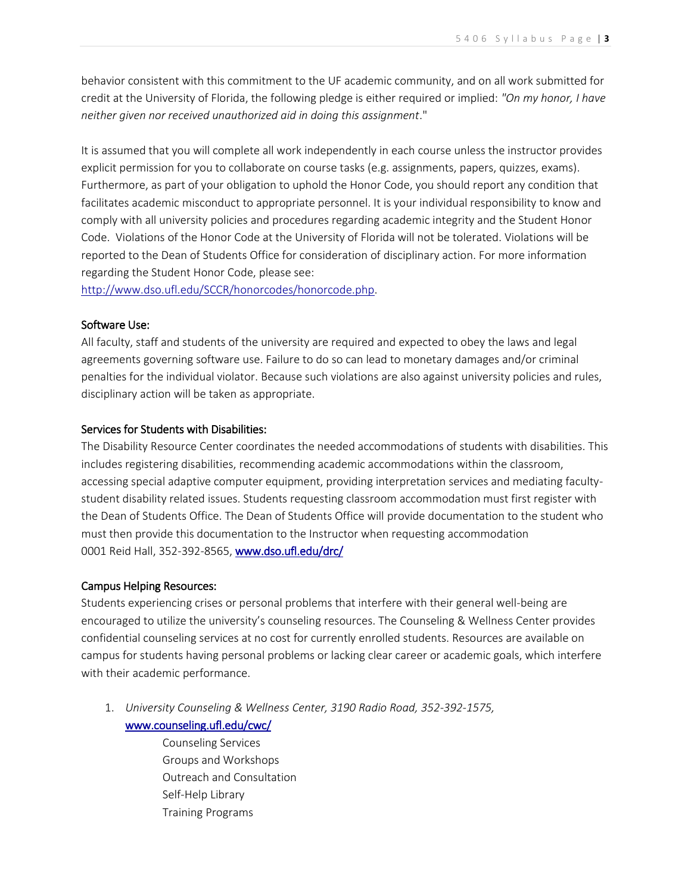behavior consistent with this commitment to the UF academic community, and on all work submitted for credit at the University of Florida, the following pledge is either required or implied: *"On my honor, I have neither given nor received unauthorized aid in doing this assignment*."

It is assumed that you will complete all work independently in each course unless the instructor provides explicit permission for you to collaborate on course tasks (e.g. assignments, papers, quizzes, exams). Furthermore, as part of your obligation to uphold the Honor Code, you should report any condition that facilitates academic misconduct to appropriate personnel. It is your individual responsibility to know and comply with all university policies and procedures regarding academic integrity and the Student Honor Code. Violations of the Honor Code at the University of Florida will not be tolerated. Violations will be reported to the Dean of Students Office for consideration of disciplinary action. For more information regarding the Student Honor Code, please see: [http://www.dso.ufl.edu/SCCR/honorcodes/honorcode.php](http://www.dso.ufl.edu/SCCR/honorcodes/honorcode.php).

### Software Use:

All faculty, staff and students of the university are required and expected to obey the laws and legal agreements governing software use. Failure to do so can lead to monetary damages and/or criminal penalties for the individual violator. Because such violations are also against university policies and rules, disciplinary action will be taken as appropriate.

### Services for Students with Disabilities:

The Disability Resource Center coordinates the needed accommodations of students with disabilities. This includes registering disabilities, recommending academic accommodations within the classroom, accessing special adaptive computer equipment, providing interpretation services and mediating faculty-student disability related issues. Students requesting classroom accommodation must first register with the Dean of Students Office. The Dean of Students Office will provide documentation to the student who must then provide this documentation to the Instructor when requesting accommodation
0001 Reid Hall, 352-392-8565, [www.dso.ufl.edu/drc/](http://www.dso.ufl.edu/drc/)

### Campus Helping Resources:

Students experiencing crises or personal problems that interfere with their general well-being are encouraged to utilize the university's counseling resources. The Counseling & Wellness Center provides confidential counseling services at no cost for currently enrolled students. Resources are available on campus for students having personal problems or lacking clear career or academic goals, which interfere with their academic performance.

1. *University Counseling & Wellness Center, 3190 Radio Road, 352-392-1575,* [www.counseling.ufl.edu/cwc/](http://www.counseling.ufl.edu/cwc/)
   - Counseling Services
   - Groups and Workshops
   - Outreach and Consultation
   - Self-Help Library
   - Training Programs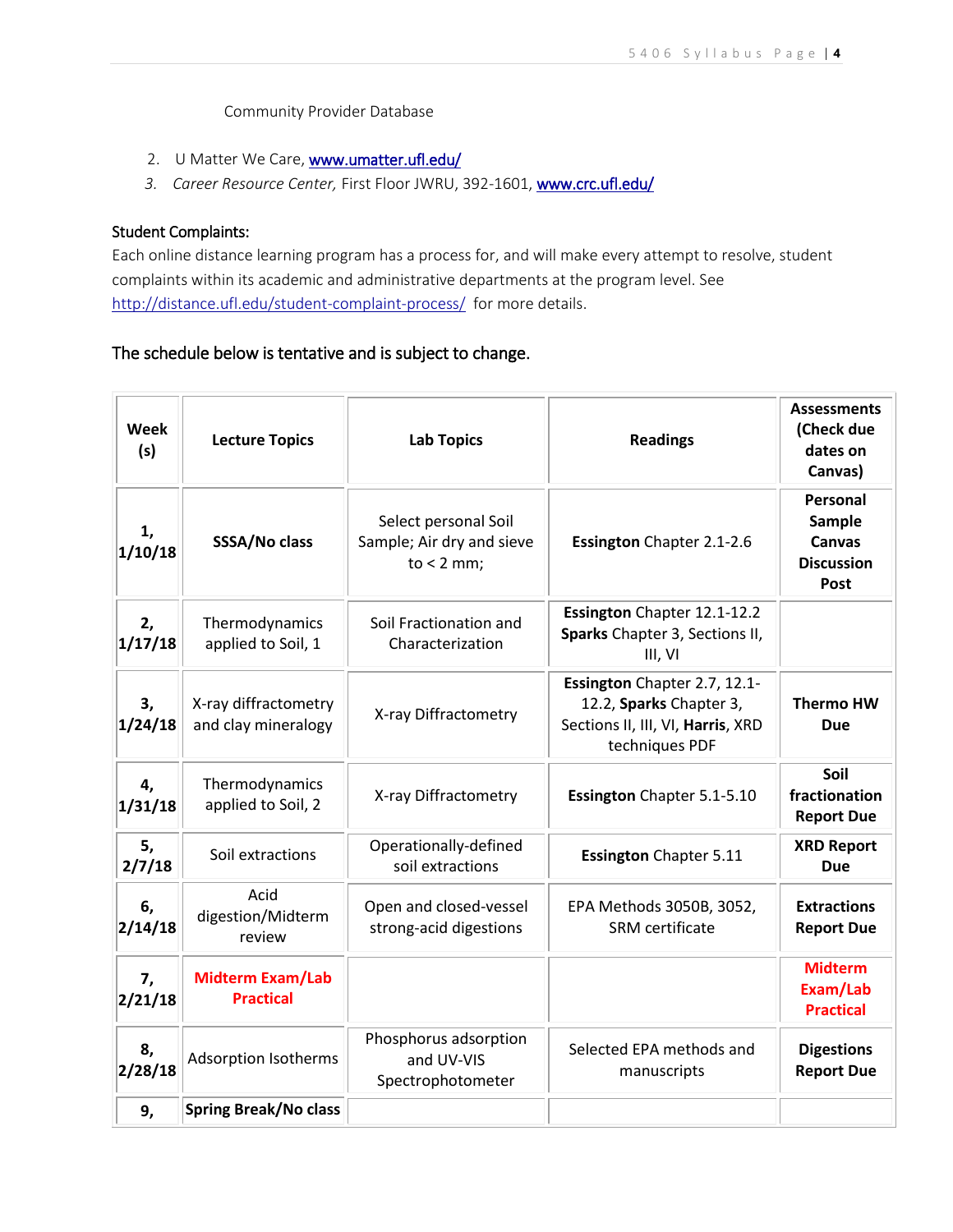Community Provider Database

2. U Matter We Care, [www.umatter.ufl.edu/](http://www.umatter.ufl.edu/)
3. *Career Resource Center,* First Floor JWRU, 392-1601, [www.crc.ufl.edu/](http://www.crc.ufl.edu/)

Student Complaints:
Each online distance learning program has a process for, and will make every attempt to resolve, student complaints within its academic and administrative departments at the program level. See http://distance.ufl.edu/student-complaint-process/ for more details.

## The schedule below is tentative and is subject to change.

| Week (s) | Lecture Topics | Lab Topics | Readings | Assessments (Check due dates on Canvas) |
|---|---|---|---|---|
| **1, 1/10/18** | **SSSA/No class** | Select personal Soil Sample; Air dry and sieve to < 2 mm; | **Essington** Chapter 2.1-2.6 | **Personal Sample Canvas Discussion Post** |
| **2, 1/17/18** | Thermodynamics applied to Soil, 1 | Soil Fractionation and Characterization | **Essington** Chapter 12.1-12.2 **Sparks** Chapter 3, Sections II, III, VI | |
| **3, 1/24/18** | X-ray diffractometry and clay mineralogy | X-ray Diffractometry | **Essington** Chapter 2.7, 12.1-12.2, **Sparks** Chapter 3, Sections II, III, VI, **Harris**, XRD techniques PDF | **Thermo HW Due** |
| **4, 1/31/18** | Thermodynamics applied to Soil, 2 | X-ray Diffractometry | **Essington** Chapter 5.1-5.10 | **Soil fractionation Report Due** |
| **5, 2/7/18** | Soil extractions | Operationally-defined soil extractions | **Essington** Chapter 5.11 | **XRD Report Due** |
| **6, 2/14/18** | Acid digestion/Midterm review | Open and closed-vessel strong-acid digestions | EPA Methods 3050B, 3052, SRM certificate | **Extractions Report Due** |
| **7, 2/21/18** | **Midterm Exam/Lab Practical** | | | **Midterm Exam/Lab Practical** |
| **8, 2/28/18** | Adsorption Isotherms | Phosphorus adsorption and UV-VIS Spectrophotometer | Selected EPA methods and manuscripts | **Digestions Report Due** |
| **9,** | **Spring Break/No class** | | | |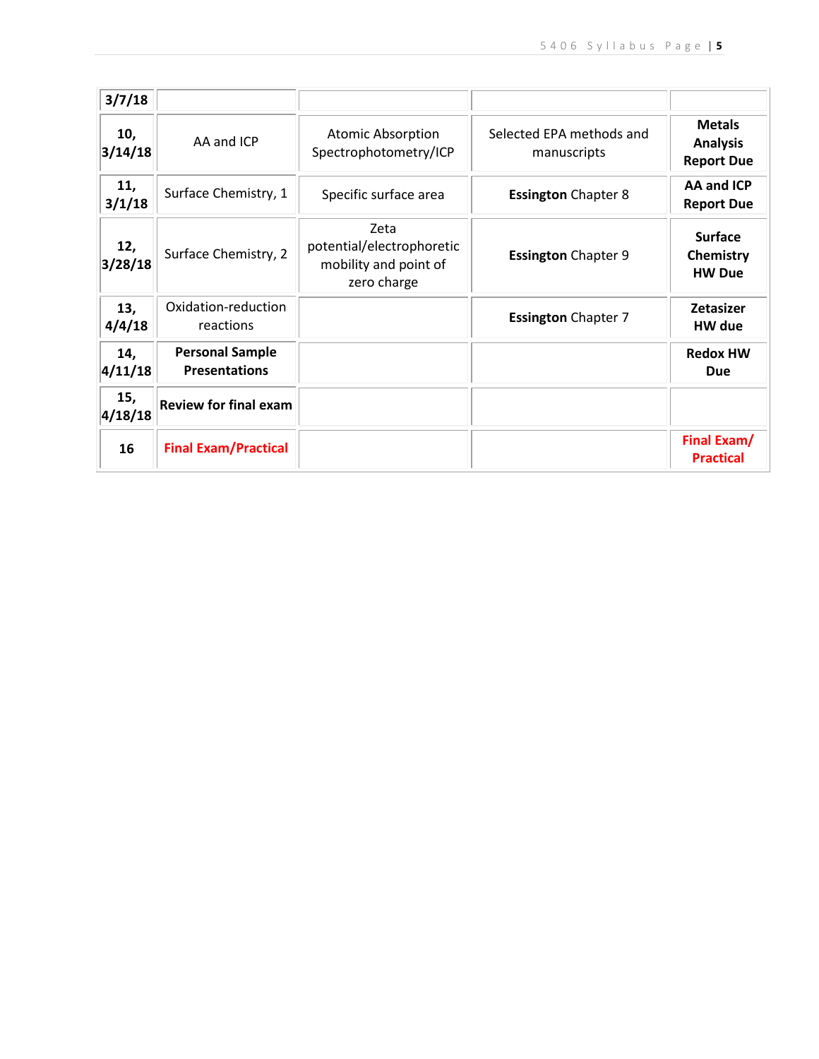| | | | | |
|---|---|---|---|---|
| **3/7/18** | | | | |
| **10, 3/14/18** | AA and ICP | Atomic Absorption Spectrophotometry/ICP | Selected EPA methods and manuscripts | **Metals Analysis Report Due** |
| **11, 3/1/18** | Surface Chemistry, 1 | Specific surface area | **Essington** Chapter 8 | **AA and ICP Report Due** |
| **12, 3/28/18** | Surface Chemistry, 2 | Zeta potential/electrophoretic mobility and point of zero charge | **Essington** Chapter 9 | **Surface Chemistry HW Due** |
| **13, 4/4/18** | Oxidation-reduction reactions | | **Essington** Chapter 7 | **Zetasizer HW due** |
| **14, 4/11/18** | **Personal Sample Presentations** | | | **Redox HW Due** |
| **15, 4/18/18** | **Review for final exam** | | | |
| **16** | **Final Exam/Practical** | | | **Final Exam/ Practical** |